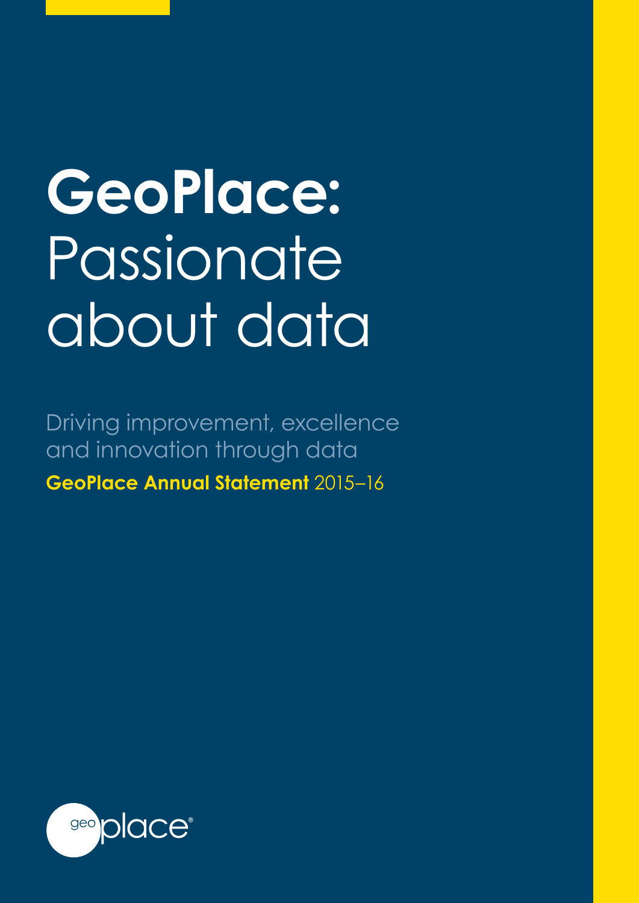# **GeoPlace:** Passionate about data

Driving improvement, excellence and innovation through data

**GeoPlace Annual Statement** 2015–16

geo place®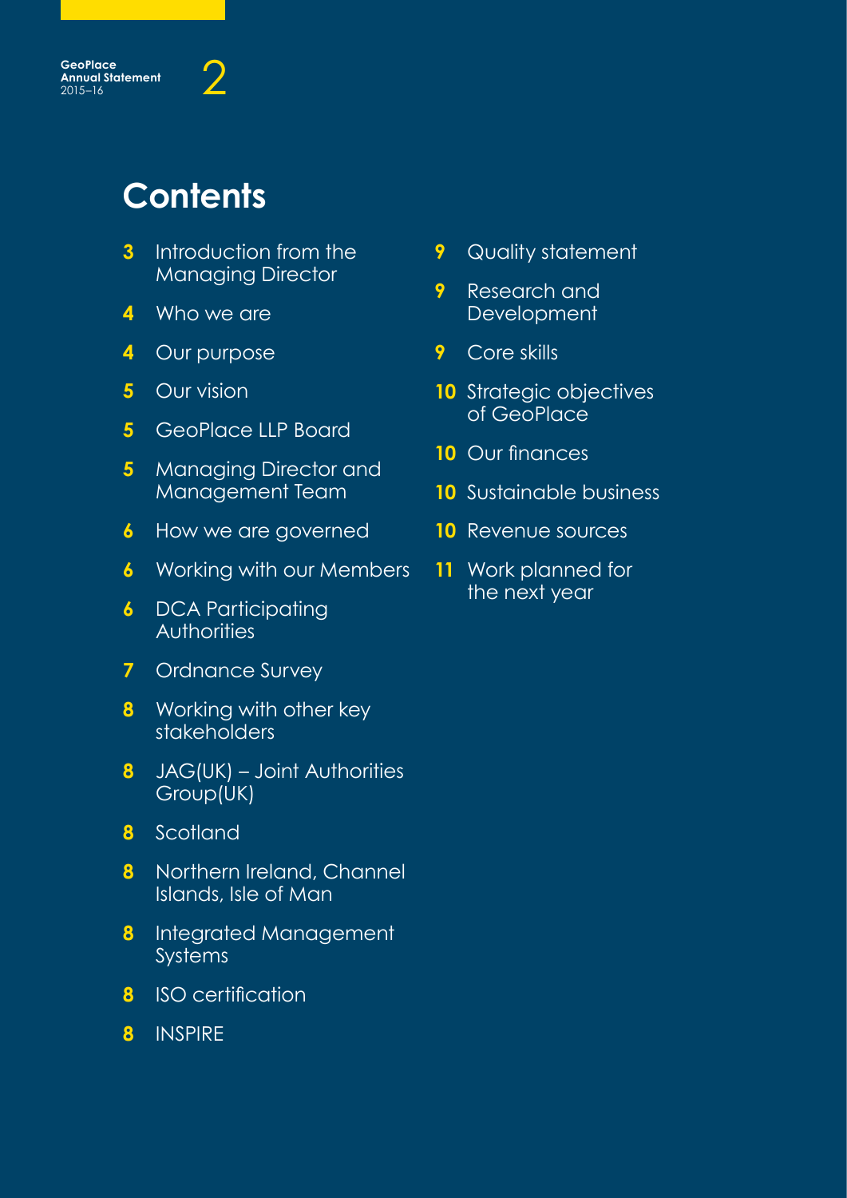# Contents

- **3** Introduction from the Managing Director
- **4** Who we are
- **4** Our purpose
- **5** Our vision
- **5** GeoPlace LLP Board
- **5** Managing Director and Management Team
- **6** How we are governed
- **6** Working with our Members
- **6** DCA Participating Authorities
- **7** Ordnance Survey
- **8** Working with other key stakeholders
- **8** JAG(UK) – Joint Authorities Group(UK)
- **8** Scotland
- **8** Northern Ireland, Channel Islands, Isle of Man
- **8** Integrated Management Systems
- **8** ISO certification
- **8** INSPIRE
- **9** Quality statement
- **9** Research and Development
- **9** Core skills
- **10** Strategic objectives of GeoPlace
- **10** Our finances
- **10** Sustainable business
- **10** Revenue sources
- **11** Work planned for the next year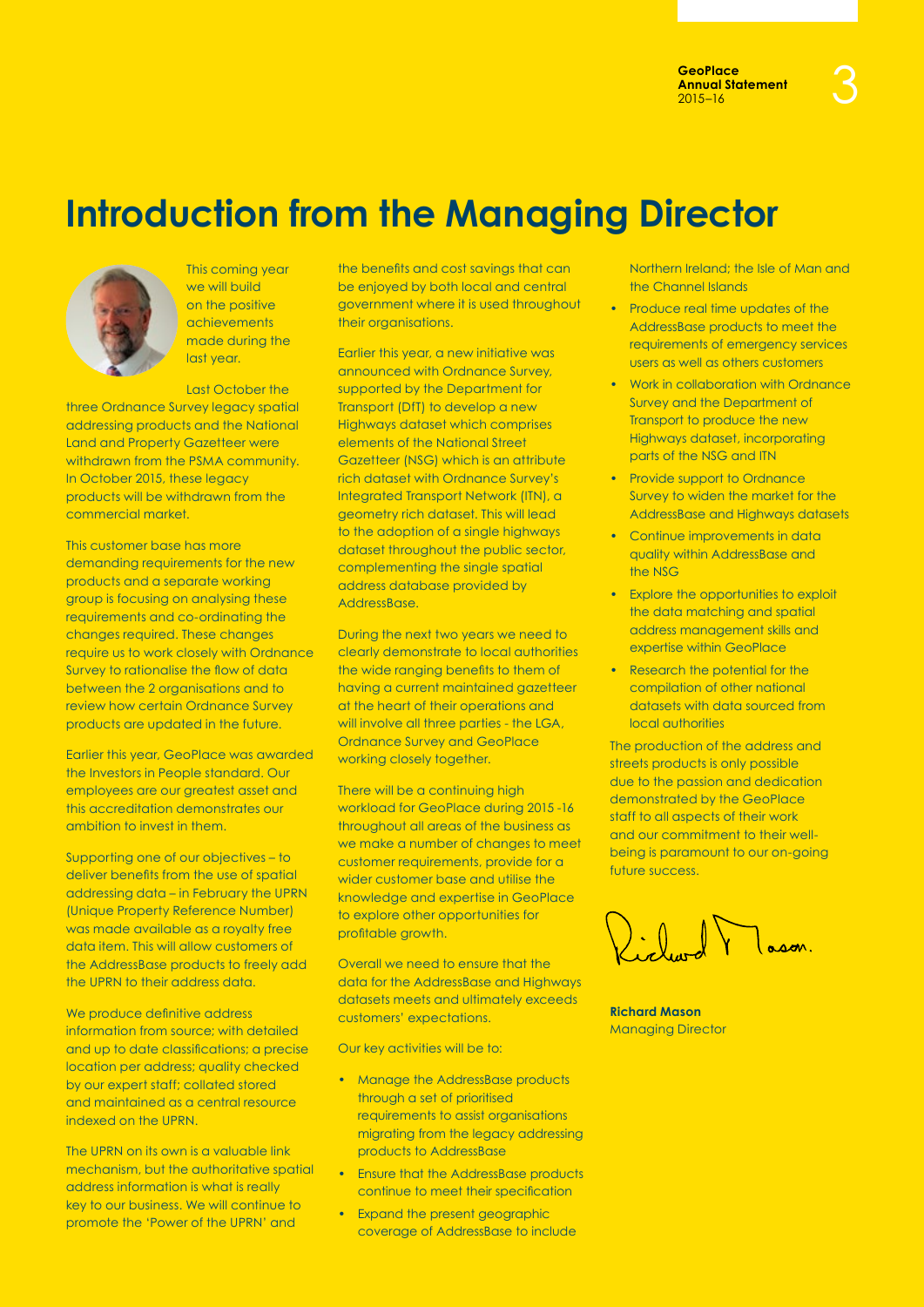# Introduction from the Managing Director

This coming year we will build on the positive achievements made during the last year.

Last October the three Ordnance Survey legacy spatial addressing products and the National Land and Property Gazetteer were withdrawn from the PSMA community. In October 2015, these legacy products will be withdrawn from the commercial market.

This customer base has more demanding requirements for the new products and a separate working group is focusing on analysing these requirements and co-ordinating the changes required. These changes require us to work closely with Ordnance Survey to rationalise the flow of data between the 2 organisations and to review how certain Ordnance Survey products are updated in the future.

Earlier this year, GeoPlace was awarded the Investors in People standard. Our employees are our greatest asset and this accreditation demonstrates our ambition to invest in them.

Supporting one of our objectives – to deliver benefits from the use of spatial addressing data – in February the UPRN (Unique Property Reference Number) was made available as a royalty free data item. This will allow customers of the AddressBase products to freely add the UPRN to their address data.

We produce definitive address information from source; with detailed and up to date classifications; a precise location per address; quality checked by our expert staff; collated stored and maintained as a central resource indexed on the UPRN.

The UPRN on its own is a valuable link mechanism, but the authoritative spatial address information is what is really key to our business. We will continue to promote the 'Power of the UPRN' and the benefits and cost savings that can be enjoyed by both local and central government where it is used throughout their organisations.

Earlier this year, a new initiative was announced with Ordnance Survey, supported by the Department for Transport (DfT) to develop a new Highways dataset which comprises elements of the National Street Gazetteer (NSG) which is an attribute rich dataset with Ordnance Survey's Integrated Transport Network (ITN), a geometry rich dataset. This will lead to the adoption of a single highways dataset throughout the public sector, complementing the single spatial address database provided by AddressBase.

During the next two years we need to clearly demonstrate to local authorities the wide ranging benefits to them of having a current maintained gazetteer at the heart of their operations and will involve all three parties - the LGA, Ordnance Survey and GeoPlace working closely together.

There will be a continuing high workload for GeoPlace during 2015 -16 throughout all areas of the business as we make a number of changes to meet customer requirements, provide for a wider customer base and utilise the knowledge and expertise in GeoPlace to explore other opportunities for profitable growth.

Overall we need to ensure that the data for the AddressBase and Highways datasets meets and ultimately exceeds customers' expectations.

Our key activities will be to:

- Manage the AddressBase products through a set of prioritised requirements to assist organisations migrating from the legacy addressing products to AddressBase
- Ensure that the AddressBase products continue to meet their specification
- Expand the present geographic coverage of AddressBase to include Northern Ireland; the Isle of Man and the Channel Islands
- Produce real time updates of the AddressBase products to meet the requirements of emergency services users as well as others customers
- Work in collaboration with Ordnance Survey and the Department of Transport to produce the new Highways dataset, incorporating parts of the NSG and ITN
- Provide support to Ordnance Survey to widen the market for the AddressBase and Highways datasets
- Continue improvements in data quality within AddressBase and the NSG
- Explore the opportunities to exploit the data matching and spatial address management skills and expertise within GeoPlace
- Research the potential for the compilation of other national datasets with data sourced from local authorities

The production of the address and streets products is only possible due to the passion and dedication demonstrated by the GeoPlace staff to all aspects of their work and our commitment to their well-being is paramount to our on-going future success.

**Richard Mason**
Managing Director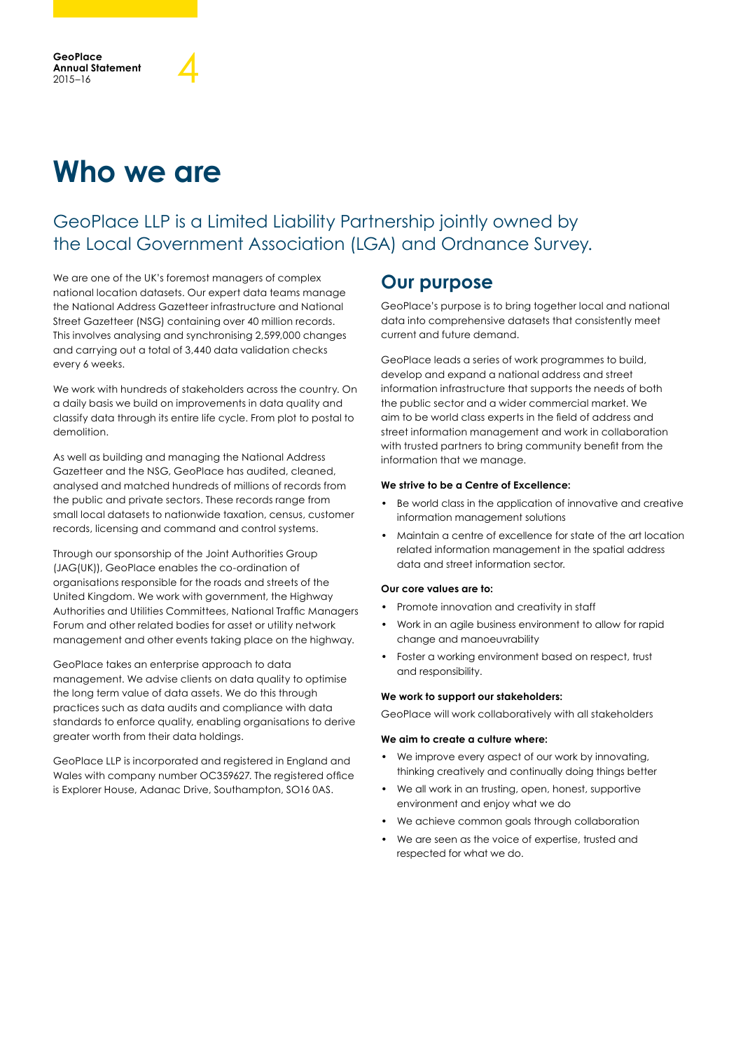# Who we are

## GeoPlace LLP is a Limited Liability Partnership jointly owned by the Local Government Association (LGA) and Ordnance Survey.

We are one of the UK's foremost managers of complex national location datasets. Our expert data teams manage the National Address Gazetteer infrastructure and National Street Gazetteer (NSG) containing over 40 million records. This involves analysing and synchronising 2,599,000 changes and carrying out a total of 3,440 data validation checks every 6 weeks.

We work with hundreds of stakeholders across the country. On a daily basis we build on improvements in data quality and classify data through its entire life cycle. From plot to postal to demolition.

As well as building and managing the National Address Gazetteer and the NSG, GeoPlace has audited, cleaned, analysed and matched hundreds of millions of records from the public and private sectors. These records range from small local datasets to nationwide taxation, census, customer records, licensing and command and control systems.

Through our sponsorship of the Joint Authorities Group (JAG(UK)), GeoPlace enables the co-ordination of organisations responsible for the roads and streets of the United Kingdom. We work with government, the Highway Authorities and Utilities Committees, National Traffic Managers Forum and other related bodies for asset or utility network management and other events taking place on the highway.

GeoPlace takes an enterprise approach to data management. We advise clients on data quality to optimise the long term value of data assets. We do this through practices such as data audits and compliance with data standards to enforce quality, enabling organisations to derive greater worth from their data holdings.

GeoPlace LLP is incorporated and registered in England and Wales with company number OC359627. The registered office is Explorer House, Adanac Drive, Southampton, SO16 0AS.

## Our purpose

GeoPlace's purpose is to bring together local and national data into comprehensive datasets that consistently meet current and future demand.

GeoPlace leads a series of work programmes to build, develop and expand a national address and street information infrastructure that supports the needs of both the public sector and a wider commercial market. We aim to be world class experts in the field of address and street information management and work in collaboration with trusted partners to bring community benefit from the information that we manage.

**We strive to be a Centre of Excellence:**

- Be world class in the application of innovative and creative information management solutions
- Maintain a centre of excellence for state of the art location related information management in the spatial address data and street information sector.

**Our core values are to:**

- Promote innovation and creativity in staff
- Work in an agile business environment to allow for rapid change and manoeuvrability
- Foster a working environment based on respect, trust and responsibility.

**We work to support our stakeholders:**

GeoPlace will work collaboratively with all stakeholders

**We aim to create a culture where:**

- We improve every aspect of our work by innovating, thinking creatively and continually doing things better
- We all work in an trusting, open, honest, supportive environment and enjoy what we do
- We achieve common goals through collaboration
- We are seen as the voice of expertise, trusted and respected for what we do.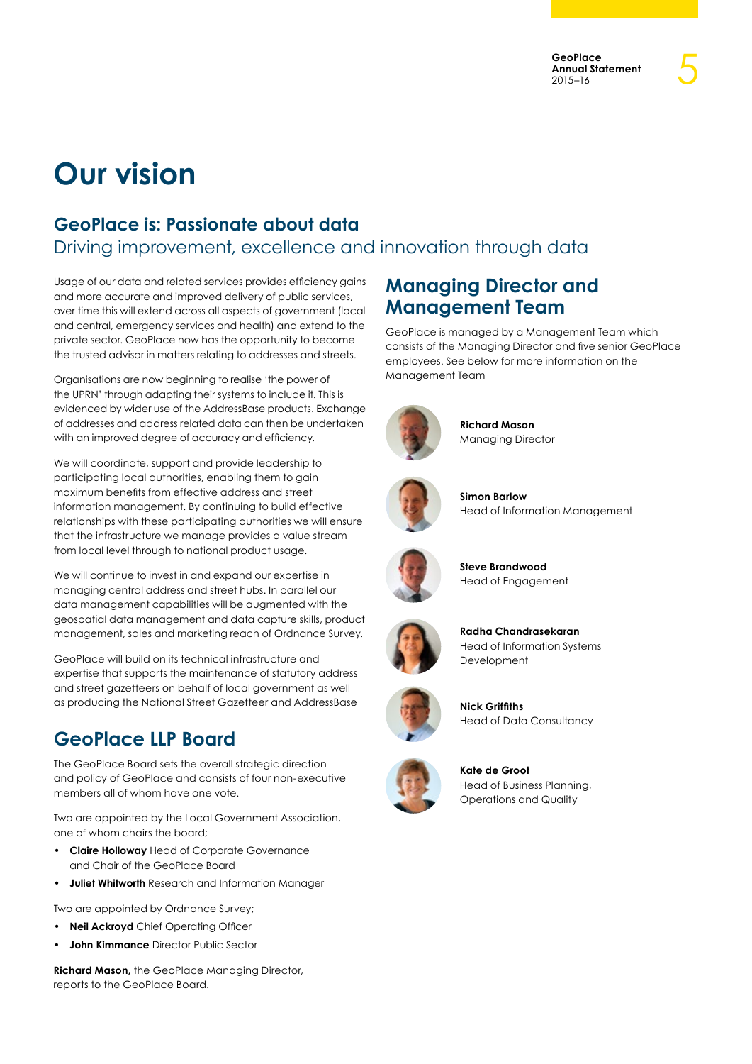# Our vision

## GeoPlace is: Passionate about data

Driving improvement, excellence and innovation through data

Usage of our data and related services provides efficiency gains and more accurate and improved delivery of public services, over time this will extend across all aspects of government (local and central, emergency services and health) and extend to the private sector. GeoPlace now has the opportunity to become the trusted advisor in matters relating to addresses and streets.

Organisations are now beginning to realise 'the power of the UPRN' through adapting their systems to include it. This is evidenced by wider use of the AddressBase products. Exchange of addresses and address related data can then be undertaken with an improved degree of accuracy and efficiency.

We will coordinate, support and provide leadership to participating local authorities, enabling them to gain maximum benefits from effective address and street information management. By continuing to build effective relationships with these participating authorities we will ensure that the infrastructure we manage provides a value stream from local level through to national product usage.

We will continue to invest in and expand our expertise in managing central address and street hubs. In parallel our data management capabilities will be augmented with the geospatial data management and data capture skills, product management, sales and marketing reach of Ordnance Survey.

GeoPlace will build on its technical infrastructure and expertise that supports the maintenance of statutory address and street gazetteers on behalf of local government as well as producing the National Street Gazetteer and AddressBase

## GeoPlace LLP Board

The GeoPlace Board sets the overall strategic direction and policy of GeoPlace and consists of four non-executive members all of whom have one vote.

Two are appointed by the Local Government Association, one of whom chairs the board;

- **Claire Holloway** Head of Corporate Governance and Chair of the GeoPlace Board
- **Juliet Whitworth** Research and Information Manager

Two are appointed by Ordnance Survey;

- **Neil Ackroyd** Chief Operating Officer
- **John Kimmance** Director Public Sector

**Richard Mason,** the GeoPlace Managing Director, reports to the GeoPlace Board.

## Managing Director and Management Team

GeoPlace is managed by a Management Team which consists of the Managing Director and five senior GeoPlace employees. See below for more information on the Management Team

**Richard Mason**
Managing Director

**Simon Barlow**
Head of Information Management

**Steve Brandwood**
Head of Engagement

**Radha Chandrasekaran**
Head of Information Systems Development

**Nick Griffiths**
Head of Data Consultancy

**Kate de Groot**
Head of Business Planning, Operations and Quality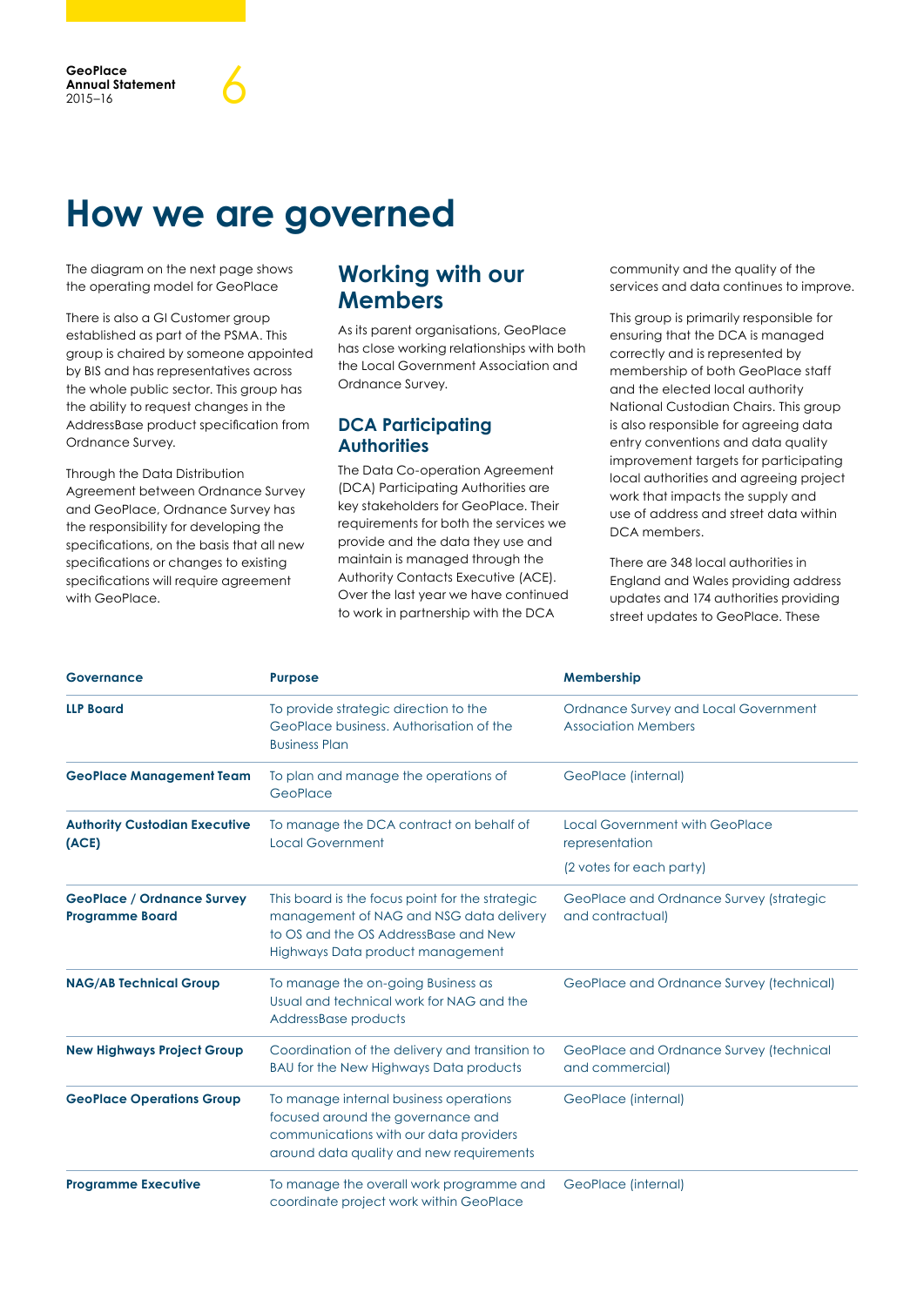# How we are governed

The diagram on the next page shows the operating model for GeoPlace

There is also a GI Customer group established as part of the PSMA. This group is chaired by someone appointed by BIS and has representatives across the whole public sector. This group has the ability to request changes in the AddressBase product specification from Ordnance Survey.

Through the Data Distribution Agreement between Ordnance Survey and GeoPlace, Ordnance Survey has the responsibility for developing the specifications, on the basis that all new specifications or changes to existing specifications will require agreement with GeoPlace.

## Working with our Members

As its parent organisations, GeoPlace has close working relationships with both the Local Government Association and Ordnance Survey.

### DCA Participating Authorities

The Data Co-operation Agreement (DCA) Participating Authorities are key stakeholders for GeoPlace. Their requirements for both the services we provide and the data they use and maintain is managed through the Authority Contacts Executive (ACE). Over the last year we have continued to work in partnership with the DCA community and the quality of the services and data continues to improve.

This group is primarily responsible for ensuring that the DCA is managed correctly and is represented by membership of both GeoPlace staff and the elected local authority National Custodian Chairs. This group is also responsible for agreeing data entry conventions and data quality improvement targets for participating local authorities and agreeing project work that impacts the supply and use of address and street data within DCA members.

There are 348 local authorities in England and Wales providing address updates and 174 authorities providing street updates to GeoPlace. These

| Governance | Purpose | Membership |
|---|---|---|
| **LLP Board** | To provide strategic direction to the GeoPlace business. Authorisation of the Business Plan | Ordnance Survey and Local Government Association Members |
| **GeoPlace Management Team** | To plan and manage the operations of GeoPlace | GeoPlace (internal) |
| **Authority Custodian Executive (ACE)** | To manage the DCA contract on behalf of Local Government | Local Government with GeoPlace representation<br>(2 votes for each party) |
| **GeoPlace / Ordnance Survey Programme Board** | This board is the focus point for the strategic management of NAG and NSG data delivery to OS and the OS AddressBase and New Highways Data product management | GeoPlace and Ordnance Survey (strategic and contractual) |
| **NAG/AB Technical Group** | To manage the on-going Business as Usual and technical work for NAG and the AddressBase products | GeoPlace and Ordnance Survey (technical) |
| **New Highways Project Group** | Coordination of the delivery and transition to BAU for the New Highways Data products | GeoPlace and Ordnance Survey (technical and commercial) |
| **GeoPlace Operations Group** | To manage internal business operations focused around the governance and communications with our data providers around data quality and new requirements | GeoPlace (internal) |
| **Programme Executive** | To manage the overall work programme and coordinate project work within GeoPlace | GeoPlace (internal) |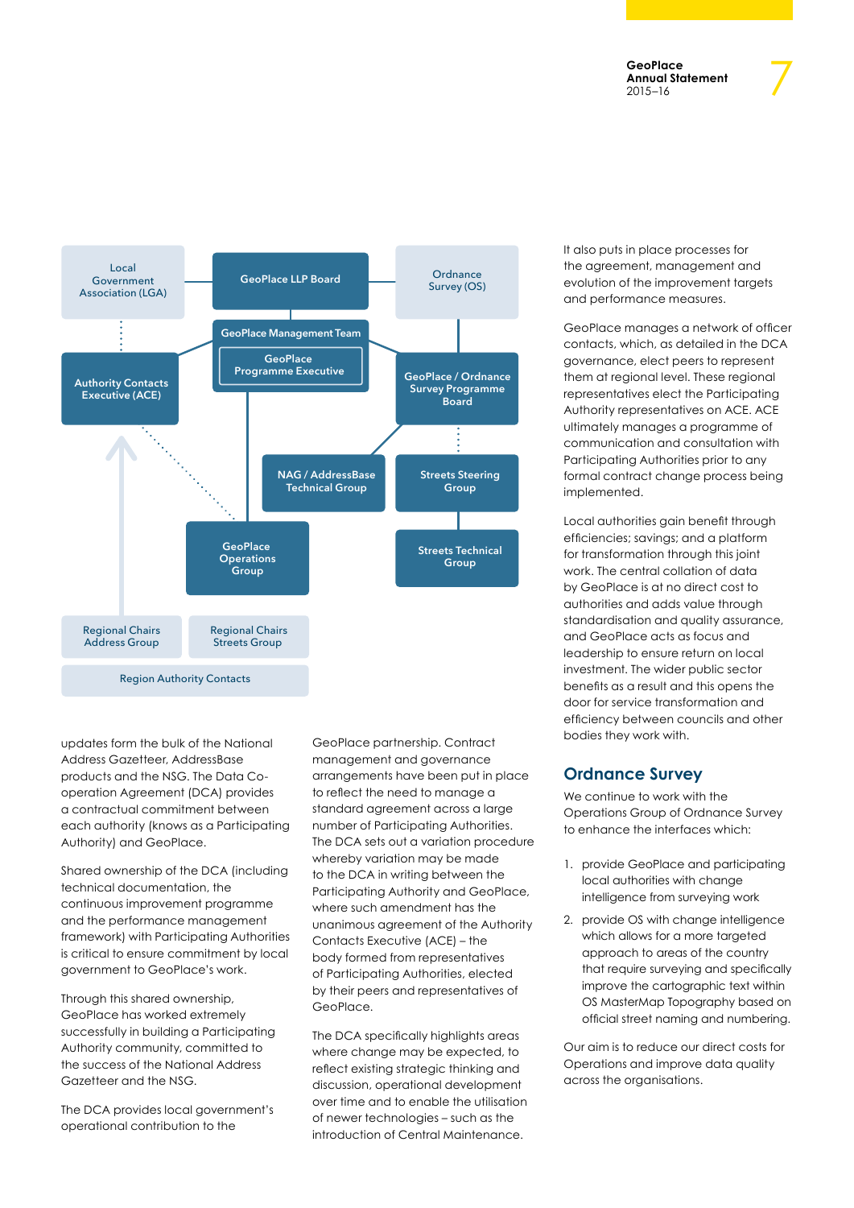Local Government Association (LGA)

GeoPlace LLP Board

Ordnance Survey (OS)

GeoPlace Management Team

GeoPlace Programme Executive

Authority Contacts Executive (ACE)

GeoPlace / Ordnance Survey Programme Board

NAG / AddressBase Technical Group

Streets Steering Group

GeoPlace Operations Group

Streets Technical Group

Regional Chairs Address Group

Regional Chairs Streets Group

Region Authority Contacts

updates form the bulk of the National Address Gazetteer, AddressBase products and the NSG. The Data Co-operation Agreement (DCA) provides a contractual commitment between each authority (knows as a Participating Authority) and GeoPlace.

Shared ownership of the DCA (including technical documentation, the continuous improvement programme and the performance management framework) with Participating Authorities is critical to ensure commitment by local government to GeoPlace's work.

Through this shared ownership, GeoPlace has worked extremely successfully in building a Participating Authority community, committed to the success of the National Address Gazetteer and the NSG.

The DCA provides local government's operational contribution to the GeoPlace partnership. Contract management and governance arrangements have been put in place to reflect the need to manage a standard agreement across a large number of Participating Authorities. The DCA sets out a variation procedure whereby variation may be made to the DCA in writing between the Participating Authority and GeoPlace, where such amendment has the unanimous agreement of the Authority Contacts Executive (ACE) – the body formed from representatives of Participating Authorities, elected by their peers and representatives of GeoPlace.

The DCA specifically highlights areas where change may be expected, to reflect existing strategic thinking and discussion, operational development over time and to enable the utilisation of newer technologies – such as the introduction of Central Maintenance.

It also puts in place processes for the agreement, management and evolution of the improvement targets and performance measures.

GeoPlace manages a network of officer contacts, which, as detailed in the DCA governance, elect peers to represent them at regional level. These regional representatives elect the Participating Authority representatives on ACE. ACE ultimately manages a programme of communication and consultation with Participating Authorities prior to any formal contract change process being implemented.

Local authorities gain benefit through efficiencies; savings; and a platform for transformation through this joint work. The central collation of data by GeoPlace is at no direct cost to authorities and adds value through standardisation and quality assurance, and GeoPlace acts as focus and leadership to ensure return on local investment. The wider public sector benefits as a result and this opens the door for service transformation and efficiency between councils and other bodies they work with.

## Ordnance Survey

We continue to work with the Operations Group of Ordnance Survey to enhance the interfaces which:

1. provide GeoPlace and participating local authorities with change intelligence from surveying work
2. provide OS with change intelligence which allows for a more targeted approach to areas of the country that require surveying and specifically improve the cartographic text within OS MasterMap Topography based on official street naming and numbering.

Our aim is to reduce our direct costs for Operations and improve data quality across the organisations.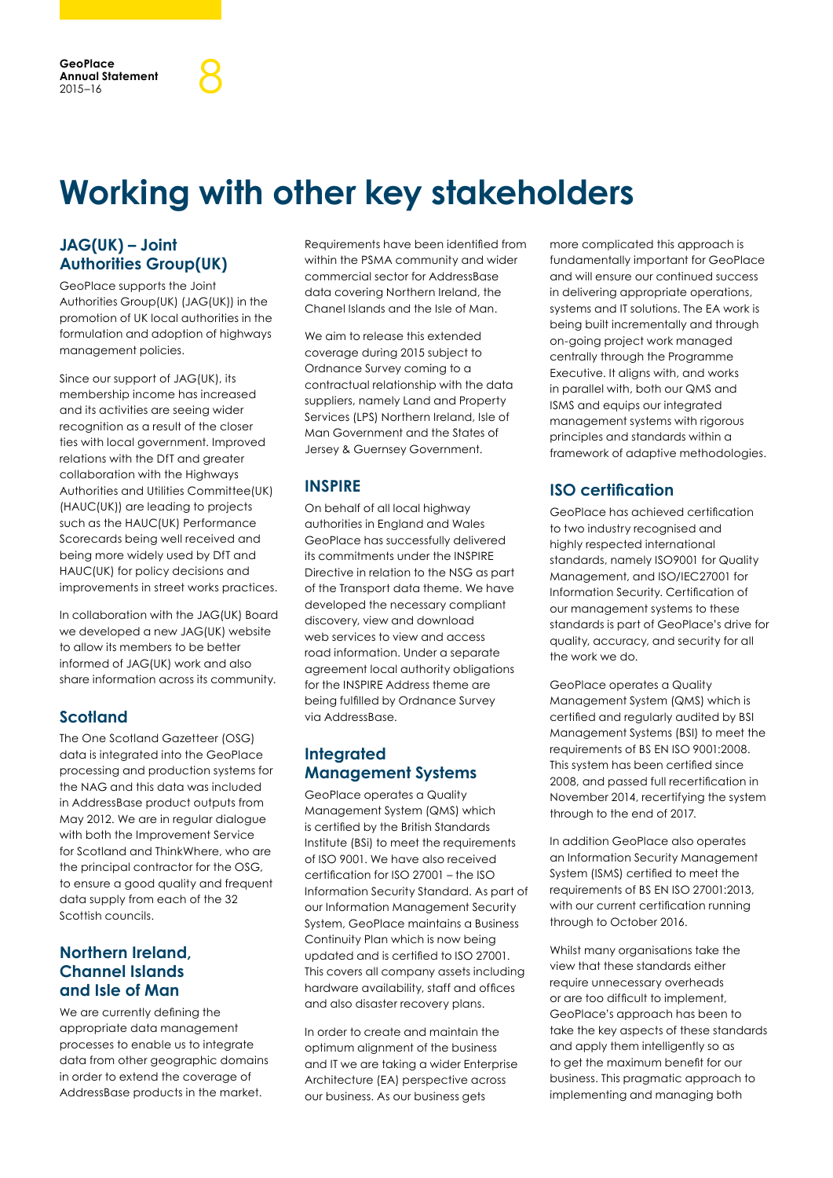# Working with other key stakeholders

## JAG(UK) – Joint Authorities Group(UK)

GeoPlace supports the Joint Authorities Group(UK) (JAG(UK)) in the promotion of UK local authorities in the formulation and adoption of highways management policies.

Since our support of JAG(UK), its membership income has increased and its activities are seeing wider recognition as a result of the closer ties with local government. Improved relations with the DfT and greater collaboration with the Highways Authorities and Utilities Committee(UK) (HAUC(UK)) are leading to projects such as the HAUC(UK) Performance Scorecards being well received and being more widely used by DfT and HAUC(UK) for policy decisions and improvements in street works practices.

In collaboration with the JAG(UK) Board we developed a new JAG(UK) website to allow its members to be better informed of JAG(UK) work and also share information across its community.

## Scotland

The One Scotland Gazetteer (OSG) data is integrated into the GeoPlace processing and production systems for the NAG and this data was included in AddressBase product outputs from May 2012. We are in regular dialogue with both the Improvement Service for Scotland and ThinkWhere, who are the principal contractor for the OSG, to ensure a good quality and frequent data supply from each of the 32 Scottish councils.

## Northern Ireland, Channel Islands and Isle of Man

We are currently defining the appropriate data management processes to enable us to integrate data from other geographic domains in order to extend the coverage of AddressBase products in the market.

Requirements have been identified from within the PSMA community and wider commercial sector for AddressBase data covering Northern Ireland, the Chanel Islands and the Isle of Man.

We aim to release this extended coverage during 2015 subject to Ordnance Survey coming to a contractual relationship with the data suppliers, namely Land and Property Services (LPS) Northern Ireland, Isle of Man Government and the States of Jersey & Guernsey Government.

## INSPIRE

On behalf of all local highway authorities in England and Wales GeoPlace has successfully delivered its commitments under the INSPIRE Directive in relation to the NSG as part of the Transport data theme. We have developed the necessary compliant discovery, view and download web services to view and access road information. Under a separate agreement local authority obligations for the INSPIRE Address theme are being fulfilled by Ordnance Survey via AddressBase.

## Integrated Management Systems

GeoPlace operates a Quality Management System (QMS) which is certified by the British Standards Institute (BSi) to meet the requirements of ISO 9001. We have also received certification for ISO 27001 – the ISO Information Security Standard. As part of our Information Management Security System, GeoPlace maintains a Business Continuity Plan which is now being updated and is certified to ISO 27001. This covers all company assets including hardware availability, staff and offices and also disaster recovery plans.

In order to create and maintain the optimum alignment of the business and IT we are taking a wider Enterprise Architecture (EA) perspective across our business. As our business gets more complicated this approach is fundamentally important for GeoPlace and will ensure our continued success in delivering appropriate operations, systems and IT solutions. The EA work is being built incrementally and through on-going project work managed centrally through the Programme Executive. It aligns with, and works in parallel with, both our QMS and ISMS and equips our integrated management systems with rigorous principles and standards within a framework of adaptive methodologies.

## ISO certification

GeoPlace has achieved certification to two industry recognised and highly respected international standards, namely ISO9001 for Quality Management, and ISO/IEC27001 for Information Security. Certification of our management systems to these standards is part of GeoPlace's drive for quality, accuracy, and security for all the work we do.

GeoPlace operates a Quality Management System (QMS) which is certified and regularly audited by BSI Management Systems (BSI) to meet the requirements of BS EN ISO 9001:2008. This system has been certified since 2008, and passed full recertification in November 2014, recertifying the system through to the end of 2017.

In addition GeoPlace also operates an Information Security Management System (ISMS) certified to meet the requirements of BS EN ISO 27001:2013, with our current certification running through to October 2016.

Whilst many organisations take the view that these standards either require unnecessary overheads or are too difficult to implement, GeoPlace's approach has been to take the key aspects of these standards and apply them intelligently so as to get the maximum benefit for our business. This pragmatic approach to implementing and managing both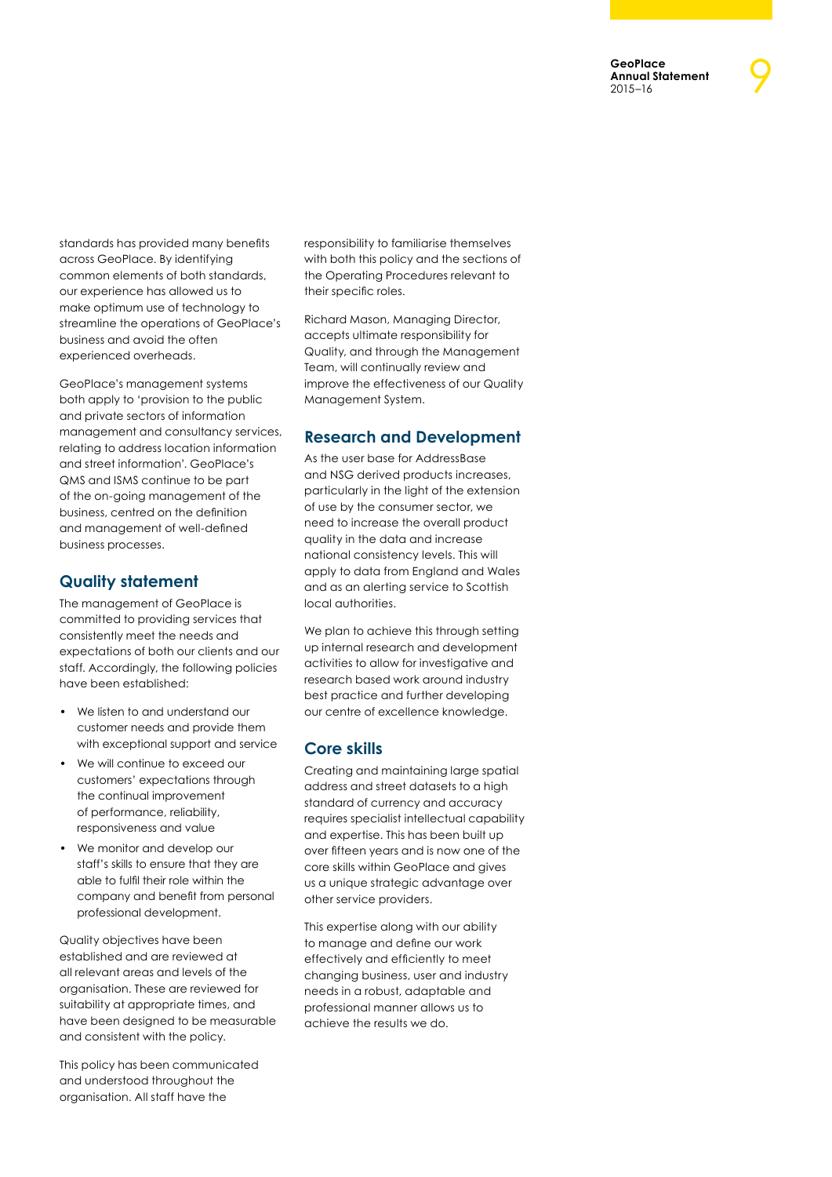standards has provided many benefits across GeoPlace. By identifying common elements of both standards, our experience has allowed us to make optimum use of technology to streamline the operations of GeoPlace's business and avoid the often experienced overheads.

GeoPlace's management systems both apply to 'provision to the public and private sectors of information management and consultancy services, relating to address location information and street information'. GeoPlace's QMS and ISMS continue to be part of the on-going management of the business, centred on the definition and management of well-defined business processes.

## Quality statement

The management of GeoPlace is committed to providing services that consistently meet the needs and expectations of both our clients and our staff. Accordingly, the following policies have been established:

- We listen to and understand our customer needs and provide them with exceptional support and service
- We will continue to exceed our customers' expectations through the continual improvement of performance, reliability, responsiveness and value
- We monitor and develop our staff's skills to ensure that they are able to fulfil their role within the company and benefit from personal professional development.

Quality objectives have been established and are reviewed at all relevant areas and levels of the organisation. These are reviewed for suitability at appropriate times, and have been designed to be measurable and consistent with the policy.

This policy has been communicated and understood throughout the organisation. All staff have the responsibility to familiarise themselves with both this policy and the sections of the Operating Procedures relevant to their specific roles.

Richard Mason, Managing Director, accepts ultimate responsibility for Quality, and through the Management Team, will continually review and improve the effectiveness of our Quality Management System.

## Research and Development

As the user base for AddressBase and NSG derived products increases, particularly in the light of the extension of use by the consumer sector, we need to increase the overall product quality in the data and increase national consistency levels. This will apply to data from England and Wales and as an alerting service to Scottish local authorities.

We plan to achieve this through setting up internal research and development activities to allow for investigative and research based work around industry best practice and further developing our centre of excellence knowledge.

## Core skills

Creating and maintaining large spatial address and street datasets to a high standard of currency and accuracy requires specialist intellectual capability and expertise. This has been built up over fifteen years and is now one of the core skills within GeoPlace and gives us a unique strategic advantage over other service providers.

This expertise along with our ability to manage and define our work effectively and efficiently to meet changing business, user and industry needs in a robust, adaptable and professional manner allows us to achieve the results we do.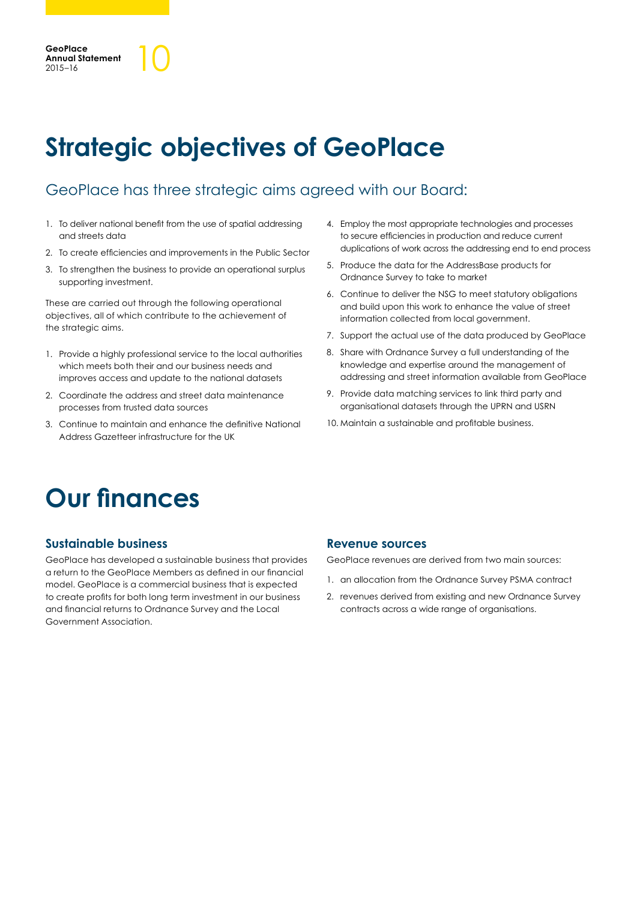# Strategic objectives of GeoPlace

## GeoPlace has three strategic aims agreed with our Board:

1. To deliver national benefit from the use of spatial addressing and streets data
2. To create efficiencies and improvements in the Public Sector
3. To strengthen the business to provide an operational surplus supporting investment.

These are carried out through the following operational objectives, all of which contribute to the achievement of the strategic aims.

1. Provide a highly professional service to the local authorities which meets both their and our business needs and improves access and update to the national datasets
2. Coordinate the address and street data maintenance processes from trusted data sources
3. Continue to maintain and enhance the definitive National Address Gazetteer infrastructure for the UK
4. Employ the most appropriate technologies and processes to secure efficiencies in production and reduce current duplications of work across the addressing end to end process
5. Produce the data for the AddressBase products for Ordnance Survey to take to market
6. Continue to deliver the NSG to meet statutory obligations and build upon this work to enhance the value of street information collected from local government.
7. Support the actual use of the data produced by GeoPlace
8. Share with Ordnance Survey a full understanding of the knowledge and expertise around the management of addressing and street information available from GeoPlace
9. Provide data matching services to link third party and organisational datasets through the UPRN and USRN
10. Maintain a sustainable and profitable business.

# Our finances

### Sustainable business

GeoPlace has developed a sustainable business that provides a return to the GeoPlace Members as defined in our financial model. GeoPlace is a commercial business that is expected to create profits for both long term investment in our business and financial returns to Ordnance Survey and the Local Government Association.

### Revenue sources

GeoPlace revenues are derived from two main sources:

1. an allocation from the Ordnance Survey PSMA contract
2. revenues derived from existing and new Ordnance Survey contracts across a wide range of organisations.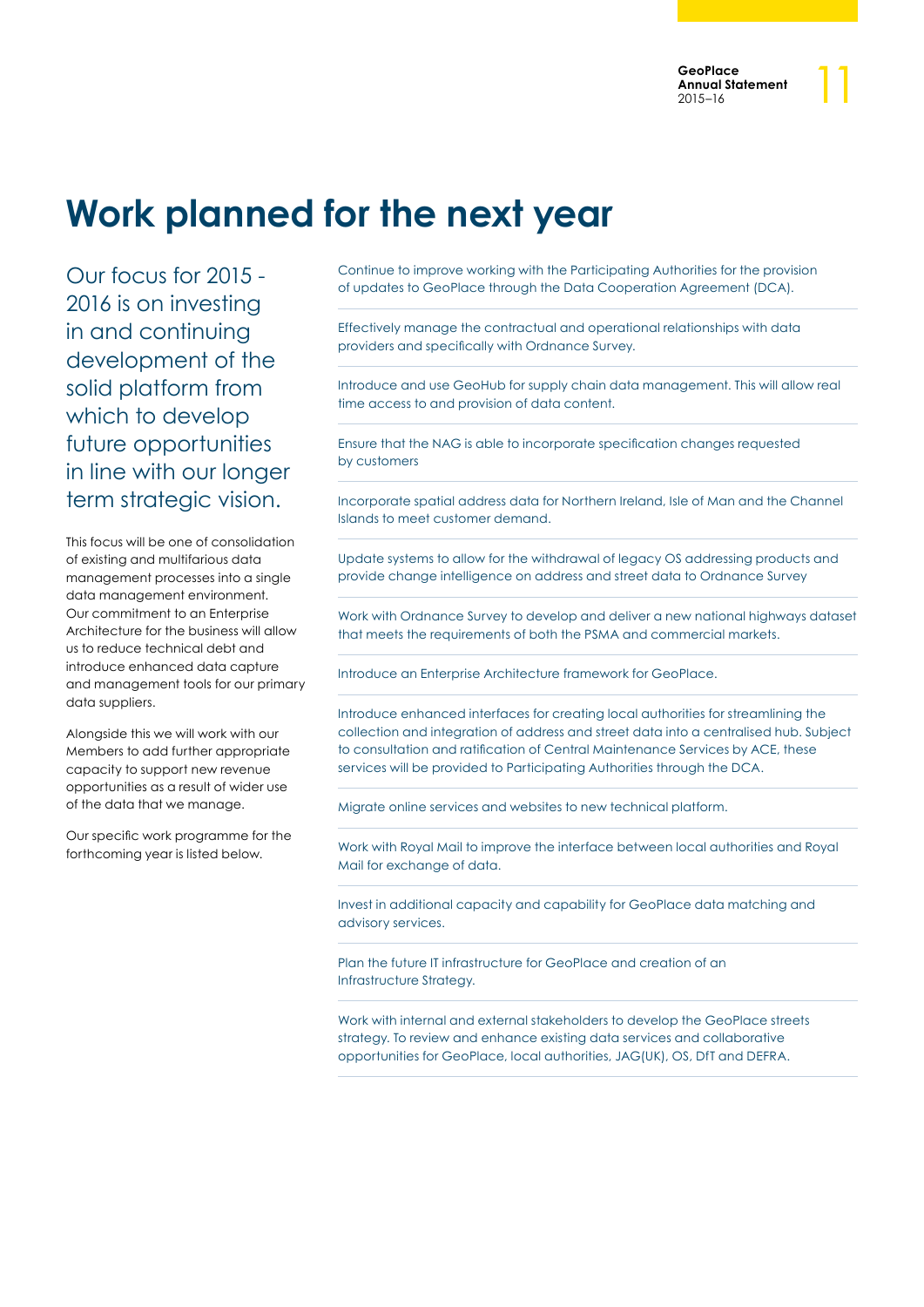# Work planned for the next year

Our focus for 2015 - 2016 is on investing in and continuing development of the solid platform from which to develop future opportunities in line with our longer term strategic vision.

This focus will be one of consolidation of existing and multifarious data management processes into a single data management environment. Our commitment to an Enterprise Architecture for the business will allow us to reduce technical debt and introduce enhanced data capture and management tools for our primary data suppliers.

Alongside this we will work with our Members to add further appropriate capacity to support new revenue opportunities as a result of wider use of the data that we manage.

Our specific work programme for the forthcoming year is listed below.

- Continue to improve working with the Participating Authorities for the provision of updates to GeoPlace through the Data Cooperation Agreement (DCA).
- Effectively manage the contractual and operational relationships with data providers and specifically with Ordnance Survey.
- Introduce and use GeoHub for supply chain data management. This will allow real time access to and provision of data content.
- Ensure that the NAG is able to incorporate specification changes requested by customers
- Incorporate spatial address data for Northern Ireland, Isle of Man and the Channel Islands to meet customer demand.
- Update systems to allow for the withdrawal of legacy OS addressing products and provide change intelligence on address and street data to Ordnance Survey
- Work with Ordnance Survey to develop and deliver a new national highways dataset that meets the requirements of both the PSMA and commercial markets.
- Introduce an Enterprise Architecture framework for GeoPlace.
- Introduce enhanced interfaces for creating local authorities for streamlining the collection and integration of address and street data into a centralised hub. Subject to consultation and ratification of Central Maintenance Services by ACE, these services will be provided to Participating Authorities through the DCA.
- Migrate online services and websites to new technical platform.
- Work with Royal Mail to improve the interface between local authorities and Royal Mail for exchange of data.
- Invest in additional capacity and capability for GeoPlace data matching and advisory services.
- Plan the future IT infrastructure for GeoPlace and creation of an Infrastructure Strategy.
- Work with internal and external stakeholders to develop the GeoPlace streets strategy. To review and enhance existing data services and collaborative opportunities for GeoPlace, local authorities, JAG(UK), OS, DfT and DEFRA.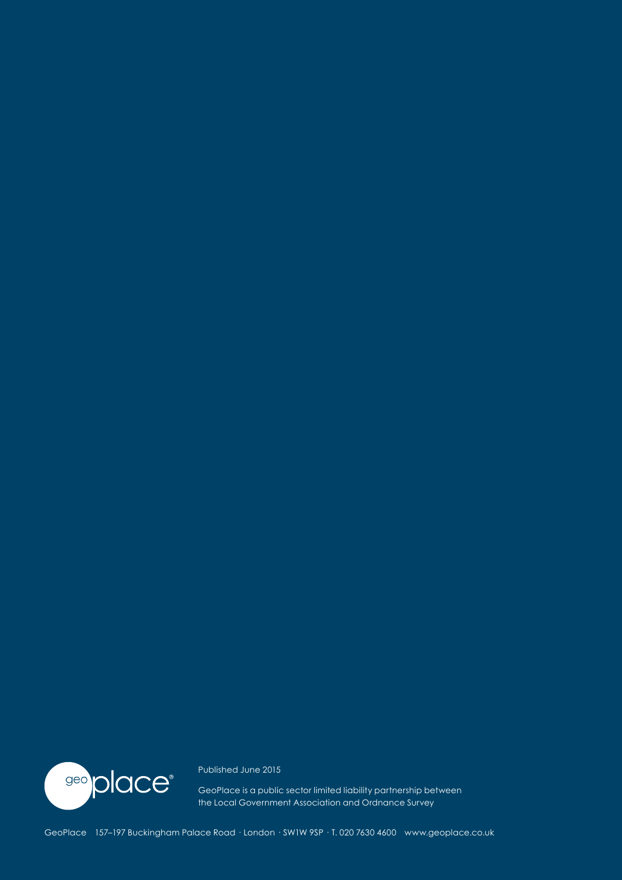geo place®

Published June 2015

GeoPlace is a public sector limited liability partnership between the Local Government Association and Ordnance Survey

GeoPlace 157–197 Buckingham Palace Road · London · SW1W 9SP · T. 020 7630 4600 www.geoplace.co.uk